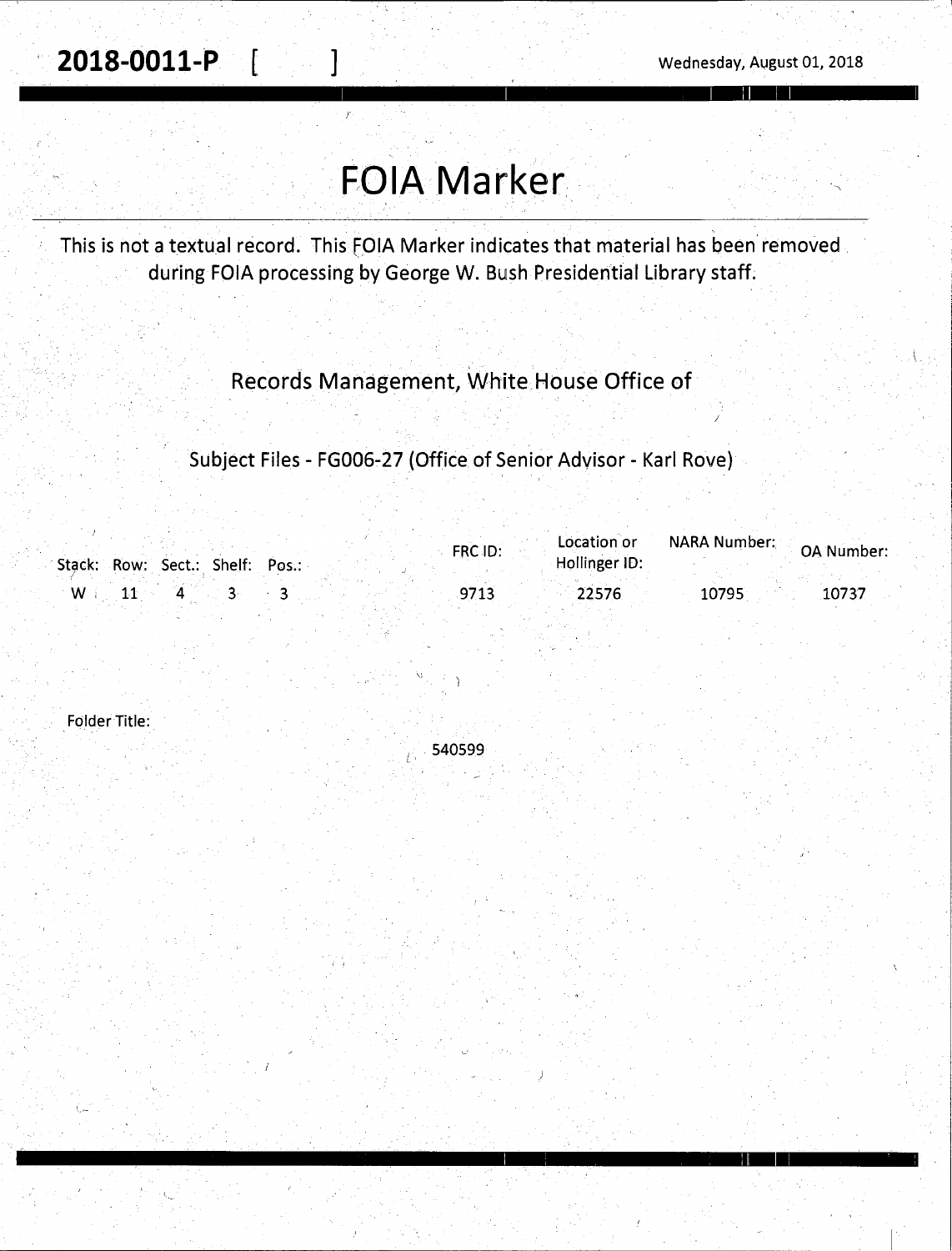**2018-0011-P** [ ]

Wednesday, August 01, 2018

# FOIA Marker

This is not a textual record. This FOIA Marker indicates that material has been removed during FOIA processing by George W. Bush Presidential Library staff.

## Records Management, White House Office of

### Subject Files - FG006-27 (Office of Senior Advisor - Karl Rove)

| Stack: | Row: | Sect.: | Shelf: | Pos.: | FRC ID: | Location or Hollinger ID: | NARA Number: | OA Number: |
|---|---|---|---|---|---|---|---|---|
| W | 11 | 4 | 3 | 3 | 9713 | 22576 | 10795 | 10737 |

Folder Title:

540599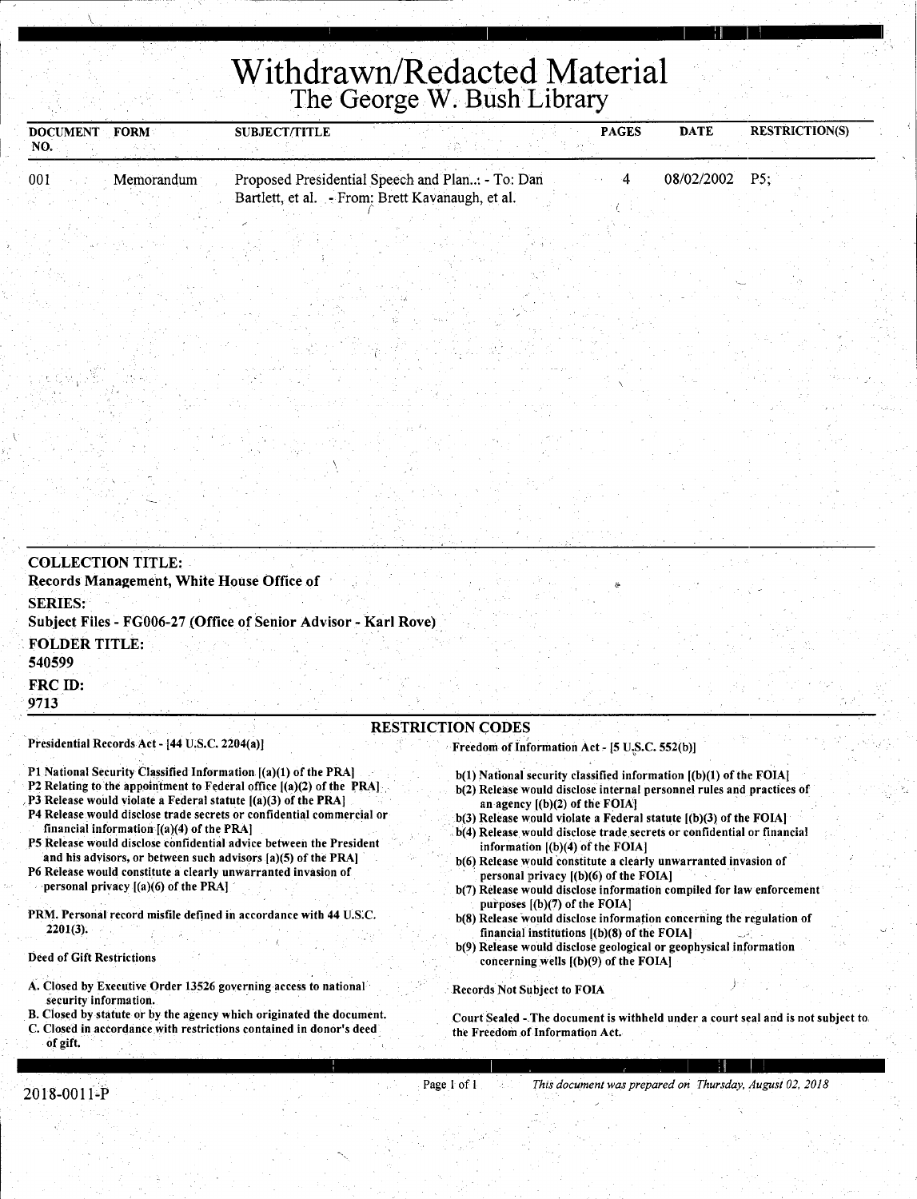# Withdrawn/Redacted Material

## The George W. Bush Library

| DOCUMENT NO. | FORM | SUBJECT/TITLE | PAGES | DATE | RESTRICTION(S) |
|---|---|---|---|---|---|
| 001 | Memorandum | Proposed Presidential Speech and Plan...: - To: Dan Bartlett, et al. - From: Brett Kavanaugh, et al. | 4 | 08/02/2002 | P5; |

**COLLECTION TITLE:**
**Records Management, White House Office of**

**SERIES:**
**Subject Files - FG006-27 (Office of Senior Advisor - Karl Rove)**

**FOLDER TITLE:**
**540599**

**FRC ID:**
**9713**

### RESTRICTION CODES

**Presidential Records Act - [44 U.S.C. 2204(a)]**

P1 National Security Classified Information [(a)(1) of the PRA]
P2 Relating to the appointment to Federal office [(a)(2) of the PRA]
P3 Release would violate a Federal statute [(a)(3) of the PRA]
P4 Release would disclose trade secrets or confidential commercial or financial information [(a)(4) of the PRA]
P5 Release would disclose confidential advice between the President and his advisors, or between such advisors [a)(5) of the PRA]
P6 Release would constitute a clearly unwarranted invasion of personal privacy [(a)(6) of the PRA]

PRM. Personal record misfile defined in accordance with 44 U.S.C. 2201(3).

**Deed of Gift Restrictions**

A. Closed by Executive Order 13526 governing access to national security information.
B. Closed by statute or by the agency which originated the document.
C. Closed in accordance with restrictions contained in donor's deed of gift.

**Freedom of Information Act - [5 U.S.C. 552(b)]**

b(1) National security classified information [(b)(1) of the FOIA]
b(2) Release would disclose internal personnel rules and practices of an agency [(b)(2) of the FOIA]
b(3) Release would violate a Federal statute [(b)(3) of the FOIA]
b(4) Release would disclose trade secrets or confidential or financial information [(b)(4) of the FOIA]
b(6) Release would constitute a clearly unwarranted invasion of personal privacy [(b)(6) of the FOIA]
b(7) Release would disclose information compiled for law enforcement purposes [(b)(7) of the FOIA]
b(8) Release would disclose information concerning the regulation of financial institutions [(b)(8) of the FOIA]
b(9) Release would disclose geological or geophysical information concerning wells [(b)(9) of the FOIA]

Records Not Subject to FOIA

Court Sealed - The document is withheld under a court seal and is not subject to the Freedom of Information Act.

2018-0011-P

*This document was prepared on Thursday, August 02, 2018*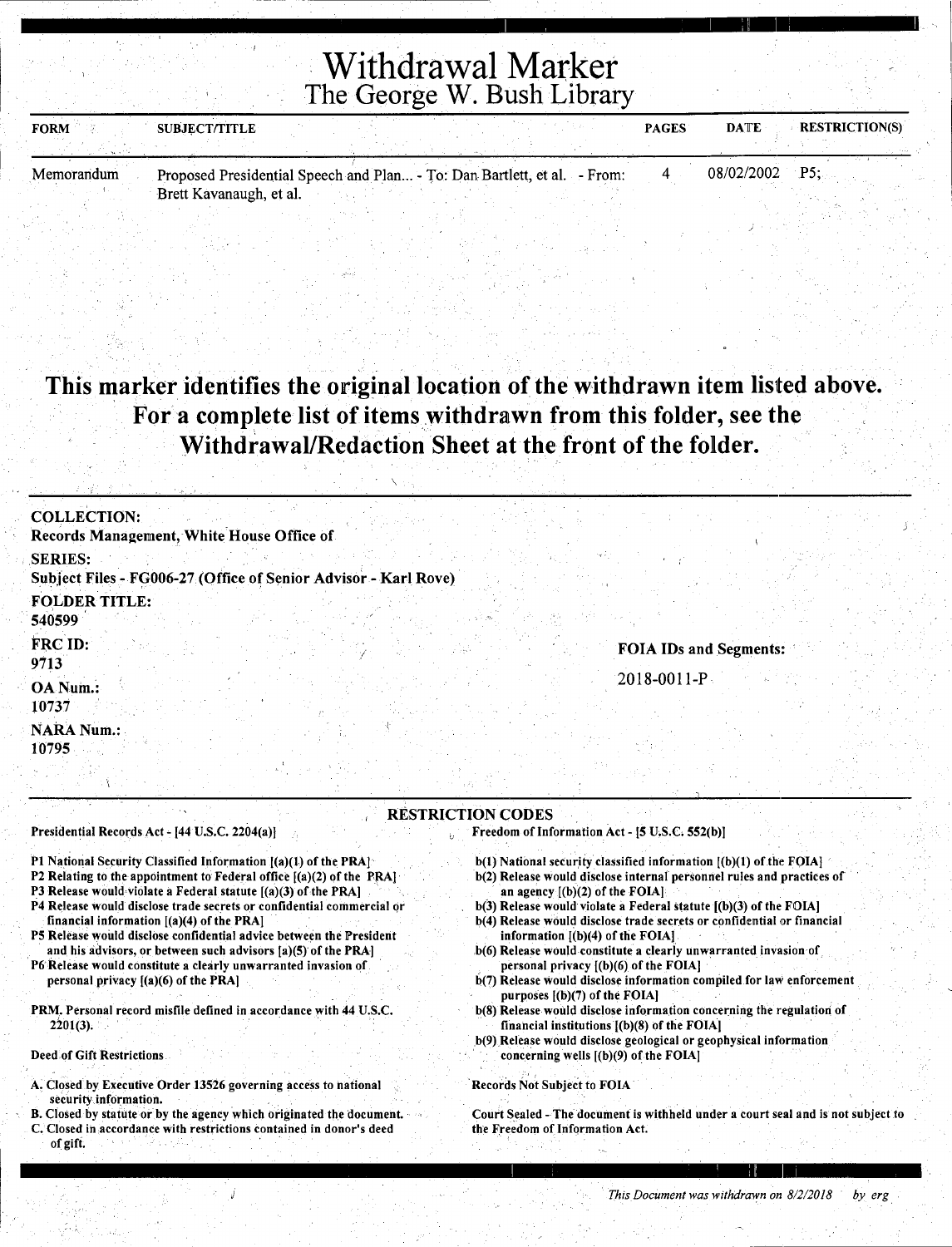# Withdrawal Marker
## The George W. Bush Library

| FORM | SUBJECT/TITLE | PAGES | DATE | RESTRICTION(S) |
| --- | --- | --- | --- | --- |
| Memorandum | Proposed Presidential Speech and Plan... - To: Dan Bartlett, et al. - From: Brett Kavanaugh, et al. | 4 | 08/02/2002 | P5; |

**This marker identifies the original location of the withdrawn item listed above. For a complete list of items withdrawn from this folder, see the Withdrawal/Redaction Sheet at the front of the folder.**

**COLLECTION:**
Records Management, White House Office of

**SERIES:**
Subject Files - FG006-27 (Office of Senior Advisor - Karl Rove)

**FOLDER TITLE:**
540599

**FRC ID:**
9713

**OA Num.:**
10737

**NARA Num.:**
10795

**FOIA IDs and Segments:**

2018-0011-P

**RESTRICTION CODES**

Presidential Records Act - [44 U.S.C. 2204(a)]

P1 National Security Classified Information [(a)(1) of the PRA]
P2 Relating to the appointment to Federal office [(a)(2) of the PRA]
P3 Release would violate a Federal statute [(a)(3) of the PRA]
P4 Release would disclose trade secrets or confidential commercial or financial information [(a)(4) of the PRA]
P5 Release would disclose confidential advice between the President and his advisors, or between such advisors [a)(5) of the PRA]
P6 Release would constitute a clearly unwarranted invasion of personal privacy [(a)(6) of the PRA]

PRM. Personal record misfile defined in accordance with 44 U.S.C. 2201(3).

Deed of Gift Restrictions

A. Closed by Executive Order 13526 governing access to national security information.
B. Closed by statute or by the agency which originated the document.
C. Closed in accordance with restrictions contained in donor's deed of gift.

Freedom of Information Act - [5 U.S.C. 552(b)]

b(1) National security classified information [(b)(1) of the FOIA]
b(2) Release would disclose internal personnel rules and practices of an agency [(b)(2) of the FOIA]
b(3) Release would violate a Federal statute [(b)(3) of the FOIA]
b(4) Release would disclose trade secrets or confidential or financial information [(b)(4) of the FOIA]
b(6) Release would constitute a clearly unwarranted invasion of personal privacy [(b)(6) of the FOIA]
b(7) Release would disclose information compiled for law enforcement purposes [(b)(7) of the FOIA]
b(8) Release would disclose information concerning the regulation of financial institutions [(b)(8) of the FOIA]
b(9) Release would disclose geological or geophysical information concerning wells [(b)(9) of the FOIA]

Records Not Subject to FOIA

Court Sealed - The document is withheld under a court seal and is not subject to the Freedom of Information Act.

*This Document was withdrawn on 8/2/2018 by erg*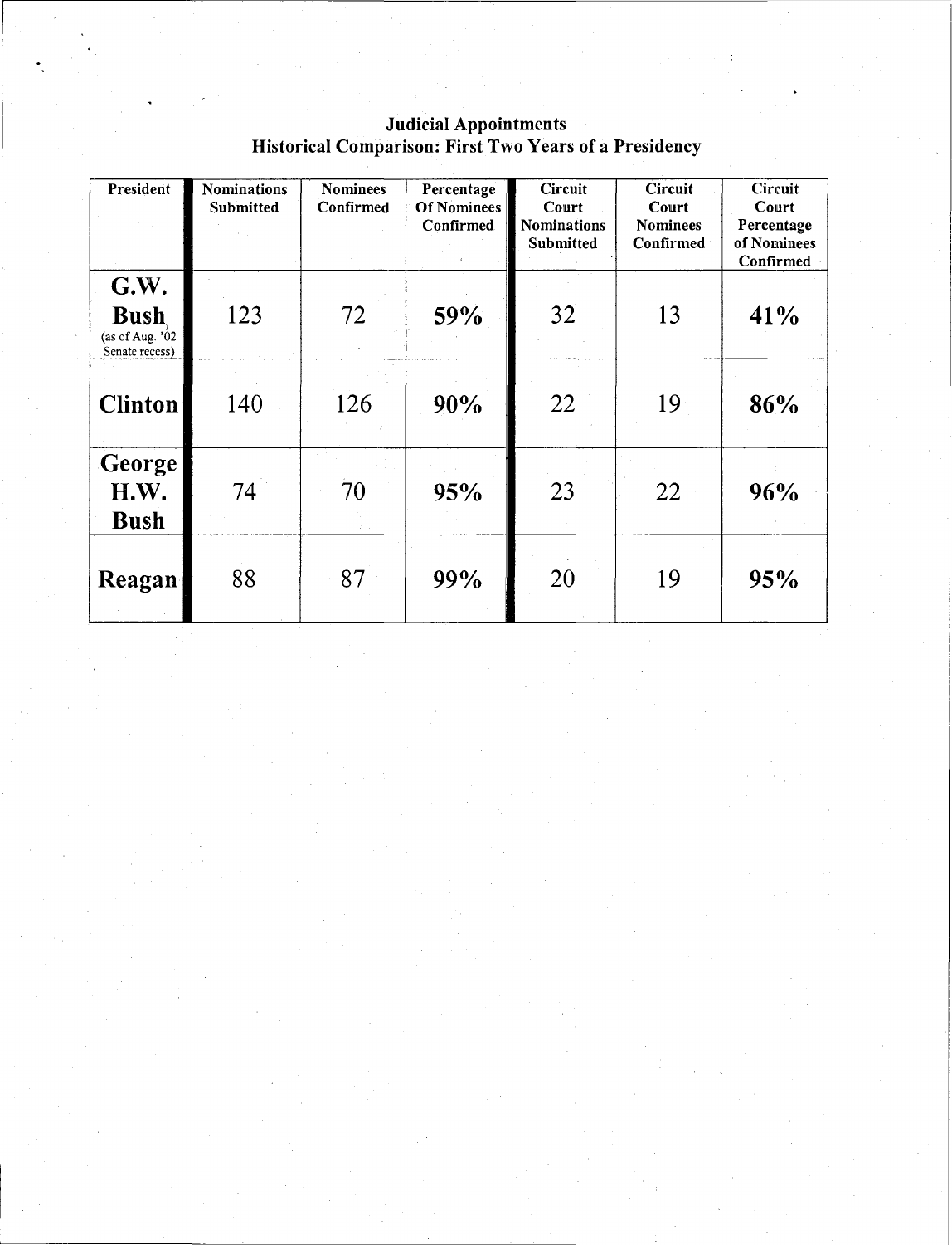## Judicial Appointments
## Historical Comparison: First Two Years of a Presidency

| President | Nominations Submitted | Nominees Confirmed | Percentage Of Nominees Confirmed | Circuit Court Nominations Submitted | Circuit Court Nominees Confirmed | Circuit Court Percentage of Nominees Confirmed |
|---|---|---|---|---|---|---|
| **G.W. Bush** (as of Aug. '02 Senate recess) | 123 | 72 | **59%** | 32 | 13 | **41%** |
| **Clinton** | 140 | 126 | **90%** | 22 | 19 | **86%** |
| **George H.W. Bush** | 74 | 70 | **95%** | 23 | 22 | **96%** |
| **Reagan** | 88 | 87 | **99%** | 20 | 19 | **95%** |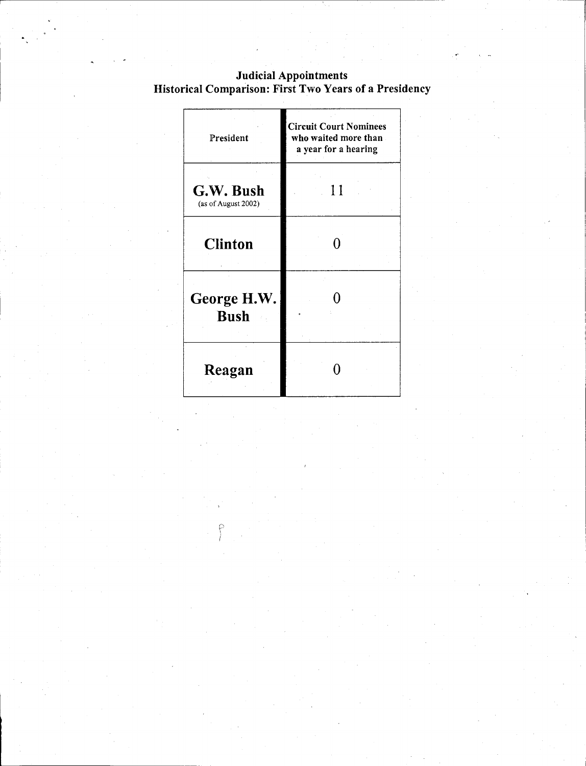## Judicial Appointments
## Historical Comparison: First Two Years of a Presidency

| President | Circuit Court Nominees who waited more than a year for a hearing |
|---|---|
| **G.W. Bush** (as of August 2002) | 11 |
| **Clinton** | 0 |
| **George H.W. Bush** | 0 |
| **Reagan** | 0 |